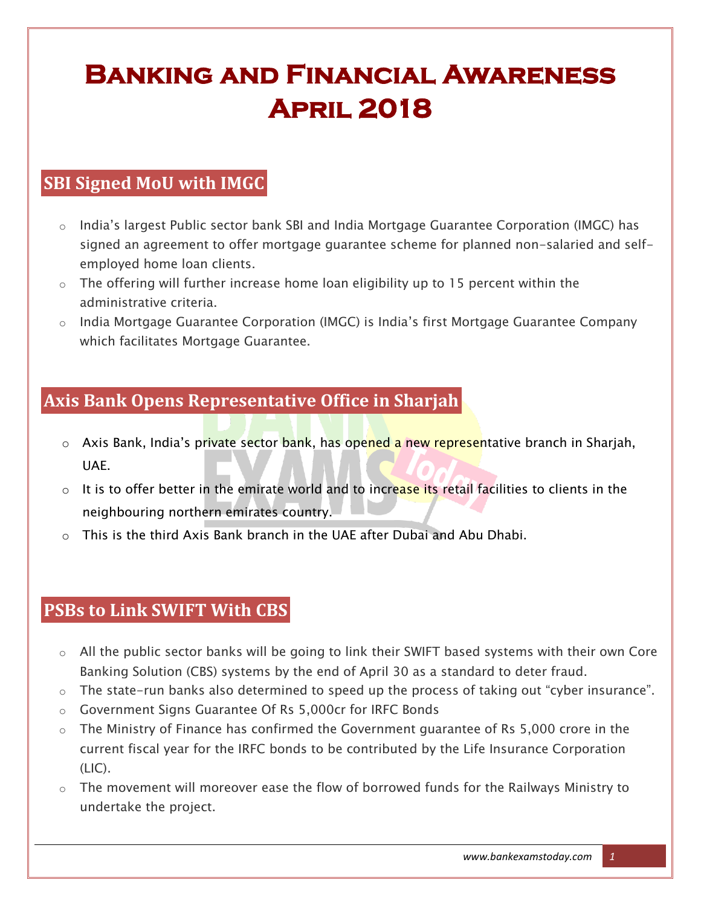# Banking and Financial Awareness April 2018

## SBI Signed MoU with IMGC

- India's largest Public sector bank SBI and India Mortgage Guarantee Corporation (IMGC) has signed an agreement to offer mortgage guarantee scheme for planned non-salaried and self-employed home loan clients.
- The offering will further increase home loan eligibility up to 15 percent within the administrative criteria.
- India Mortgage Guarantee Corporation (IMGC) is India's first Mortgage Guarantee Company which facilitates Mortgage Guarantee.

## Axis Bank Opens Representative Office in Sharjah

- Axis Bank, India's private sector bank, has opened a new representative branch in Sharjah, UAE.
- It is to offer better in the emirate world and to increase its retail facilities to clients in the neighbouring northern emirates country.
- This is the third Axis Bank branch in the UAE after Dubai and Abu Dhabi.

## PSBs to Link SWIFT With CBS

- All the public sector banks will be going to link their SWIFT based systems with their own Core Banking Solution (CBS) systems by the end of April 30 as a standard to deter fraud.
- The state-run banks also determined to speed up the process of taking out "cyber insurance".
- Government Signs Guarantee Of Rs 5,000cr for IRFC Bonds
- The Ministry of Finance has confirmed the Government guarantee of Rs 5,000 crore in the current fiscal year for the IRFC bonds to be contributed by the Life Insurance Corporation (LIC).
- The movement will moreover ease the flow of borrowed funds for the Railways Ministry to undertake the project.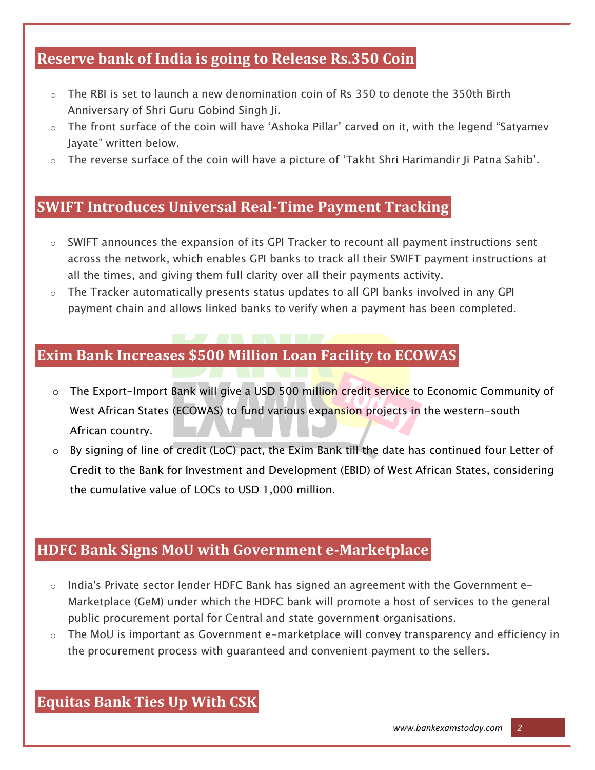## Reserve bank of India is going to Release Rs.350 Coin

- The RBI is set to launch a new denomination coin of Rs 350 to denote the 350th Birth Anniversary of Shri Guru Gobind Singh Ji.
- The front surface of the coin will have 'Ashoka Pillar' carved on it, with the legend "Satyamev Jayate" written below.
- The reverse surface of the coin will have a picture of 'Takht Shri Harimandir Ji Patna Sahib'.

## SWIFT Introduces Universal Real-Time Payment Tracking

- SWIFT announces the expansion of its GPI Tracker to recount all payment instructions sent across the network, which enables GPI banks to track all their SWIFT payment instructions at all the times, and giving them full clarity over all their payments activity.
- The Tracker automatically presents status updates to all GPI banks involved in any GPI payment chain and allows linked banks to verify when a payment has been completed.

## Exim Bank Increases $500 Million Loan Facility to ECOWAS

- The Export-Import Bank will give a USD 500 million credit service to Economic Community of West African States (ECOWAS) to fund various expansion projects in the western-south African country.
- By signing of line of credit (LoC) pact, the Exim Bank till the date has continued four Letter of Credit to the Bank for Investment and Development (EBID) of West African States, considering the cumulative value of LOCs to USD 1,000 million.

## HDFC Bank Signs MoU with Government e-Marketplace

- India's Private sector lender HDFC Bank has signed an agreement with the Government e-Marketplace (GeM) under which the HDFC bank will promote a host of services to the general public procurement portal for Central and state government organisations.
- The MoU is important as Government e-marketplace will convey transparency and efficiency in the procurement process with guaranteed and convenient payment to the sellers.

## Equitas Bank Ties Up With CSK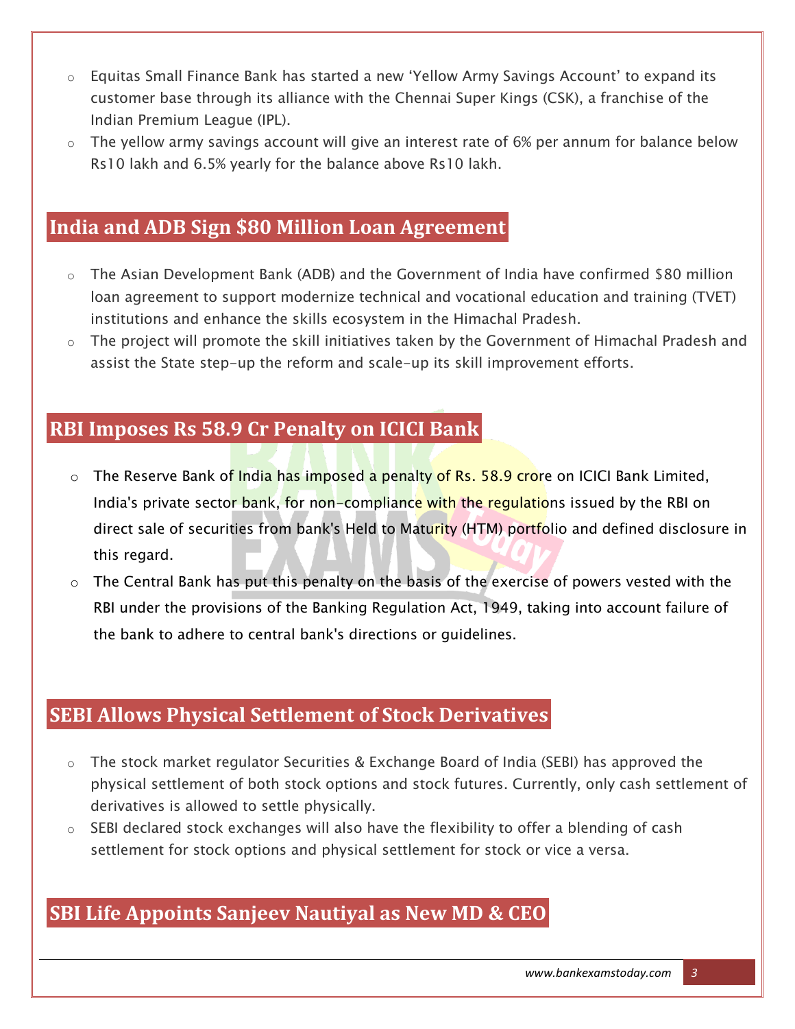- Equitas Small Finance Bank has started a new 'Yellow Army Savings Account' to expand its customer base through its alliance with the Chennai Super Kings (CSK), a franchise of the Indian Premium League (IPL).
- The yellow army savings account will give an interest rate of 6% per annum for balance below Rs10 lakh and 6.5% yearly for the balance above Rs10 lakh.

## India and ADB Sign $80 Million Loan Agreement

- The Asian Development Bank (ADB) and the Government of India have confirmed $80 million loan agreement to support modernize technical and vocational education and training (TVET) institutions and enhance the skills ecosystem in the Himachal Pradesh.
- The project will promote the skill initiatives taken by the Government of Himachal Pradesh and assist the State step-up the reform and scale-up its skill improvement efforts.

## RBI Imposes Rs 58.9 Cr Penalty on ICICI Bank

- The Reserve Bank of India has imposed a penalty of Rs. 58.9 crore on ICICI Bank Limited, India's private sector bank, for non-compliance with the regulations issued by the RBI on direct sale of securities from bank's Held to Maturity (HTM) portfolio and defined disclosure in this regard.
- The Central Bank has put this penalty on the basis of the exercise of powers vested with the RBI under the provisions of the Banking Regulation Act, 1949, taking into account failure of the bank to adhere to central bank's directions or guidelines.

## SEBI Allows Physical Settlement of Stock Derivatives

- The stock market regulator Securities & Exchange Board of India (SEBI) has approved the physical settlement of both stock options and stock futures. Currently, only cash settlement of derivatives is allowed to settle physically.
- SEBI declared stock exchanges will also have the flexibility to offer a blending of cash settlement for stock options and physical settlement for stock or vice a versa.

## SBI Life Appoints Sanjeev Nautiyal as New MD & CEO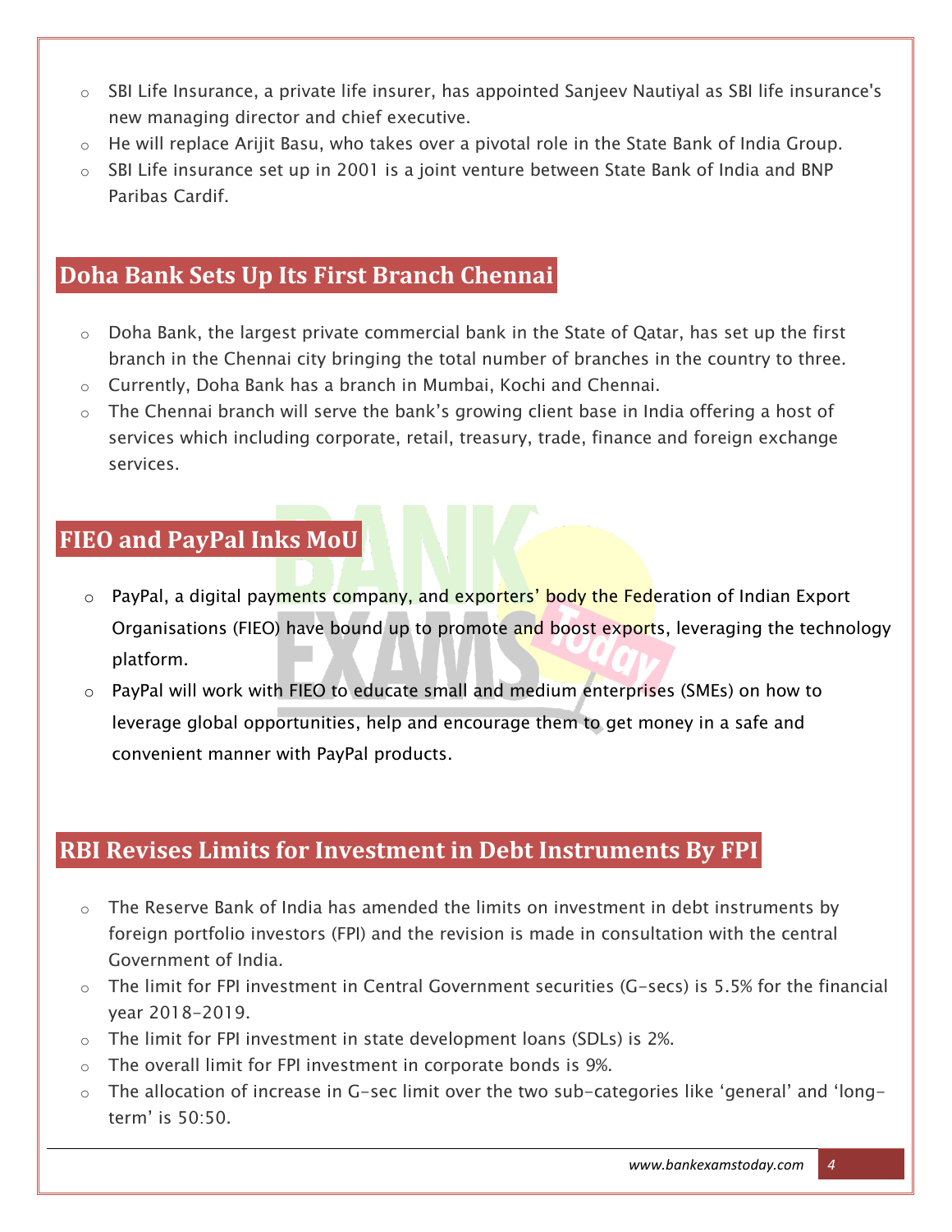- SBI Life Insurance, a private life insurer, has appointed Sanjeev Nautiyal as SBI life insurance's new managing director and chief executive.
- He will replace Arijit Basu, who takes over a pivotal role in the State Bank of India Group.
- SBI Life insurance set up in 2001 is a joint venture between State Bank of India and BNP Paribas Cardif.

## Doha Bank Sets Up Its First Branch Chennai

- Doha Bank, the largest private commercial bank in the State of Qatar, has set up the first branch in the Chennai city bringing the total number of branches in the country to three.
- Currently, Doha Bank has a branch in Mumbai, Kochi and Chennai.
- The Chennai branch will serve the bank's growing client base in India offering a host of services which including corporate, retail, treasury, trade, finance and foreign exchange services.

## FIEO and PayPal Inks MoU

- PayPal, a digital payments company, and exporters' body the Federation of Indian Export Organisations (FIEO) have bound up to promote and boost exports, leveraging the technology platform.
- PayPal will work with FIEO to educate small and medium enterprises (SMEs) on how to leverage global opportunities, help and encourage them to get money in a safe and convenient manner with PayPal products.

## RBI Revises Limits for Investment in Debt Instruments By FPI

- The Reserve Bank of India has amended the limits on investment in debt instruments by foreign portfolio investors (FPI) and the revision is made in consultation with the central Government of India.
- The limit for FPI investment in Central Government securities (G-secs) is 5.5% for the financial year 2018-2019.
- The limit for FPI investment in state development loans (SDLs) is 2%.
- The overall limit for FPI investment in corporate bonds is 9%.
- The allocation of increase in G-sec limit over the two sub-categories like 'general' and 'long-term' is 50:50.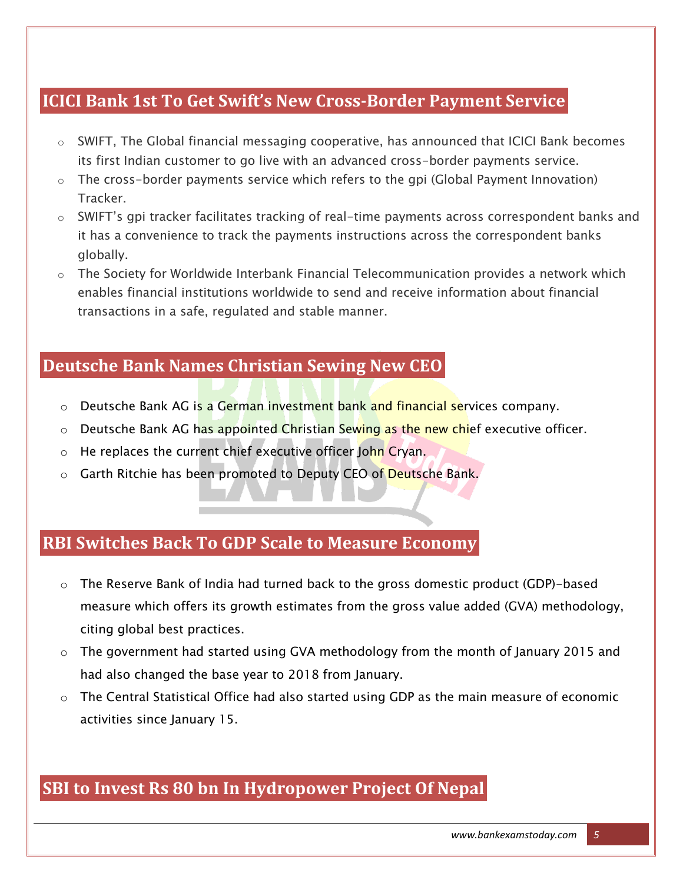## ICICI Bank 1st To Get Swift's New Cross-Border Payment Service

- SWIFT, The Global financial messaging cooperative, has announced that ICICI Bank becomes its first Indian customer to go live with an advanced cross-border payments service.
- The cross-border payments service which refers to the gpi (Global Payment Innovation) Tracker.
- SWIFT's gpi tracker facilitates tracking of real-time payments across correspondent banks and it has a convenience to track the payments instructions across the correspondent banks globally.
- The Society for Worldwide Interbank Financial Telecommunication provides a network which enables financial institutions worldwide to send and receive information about financial transactions in a safe, regulated and stable manner.

## Deutsche Bank Names Christian Sewing New CEO

- Deutsche Bank AG is a German investment bank and financial services company.
- Deutsche Bank AG has appointed Christian Sewing as the new chief executive officer.
- He replaces the current chief executive officer John Cryan.
- Garth Ritchie has been promoted to Deputy CEO of Deutsche Bank.

## RBI Switches Back To GDP Scale to Measure Economy

- The Reserve Bank of India had turned back to the gross domestic product (GDP)-based measure which offers its growth estimates from the gross value added (GVA) methodology, citing global best practices.
- The government had started using GVA methodology from the month of January 2015 and had also changed the base year to 2018 from January.
- The Central Statistical Office had also started using GDP as the main measure of economic activities since January 15.

## SBI to Invest Rs 80 bn In Hydropower Project Of Nepal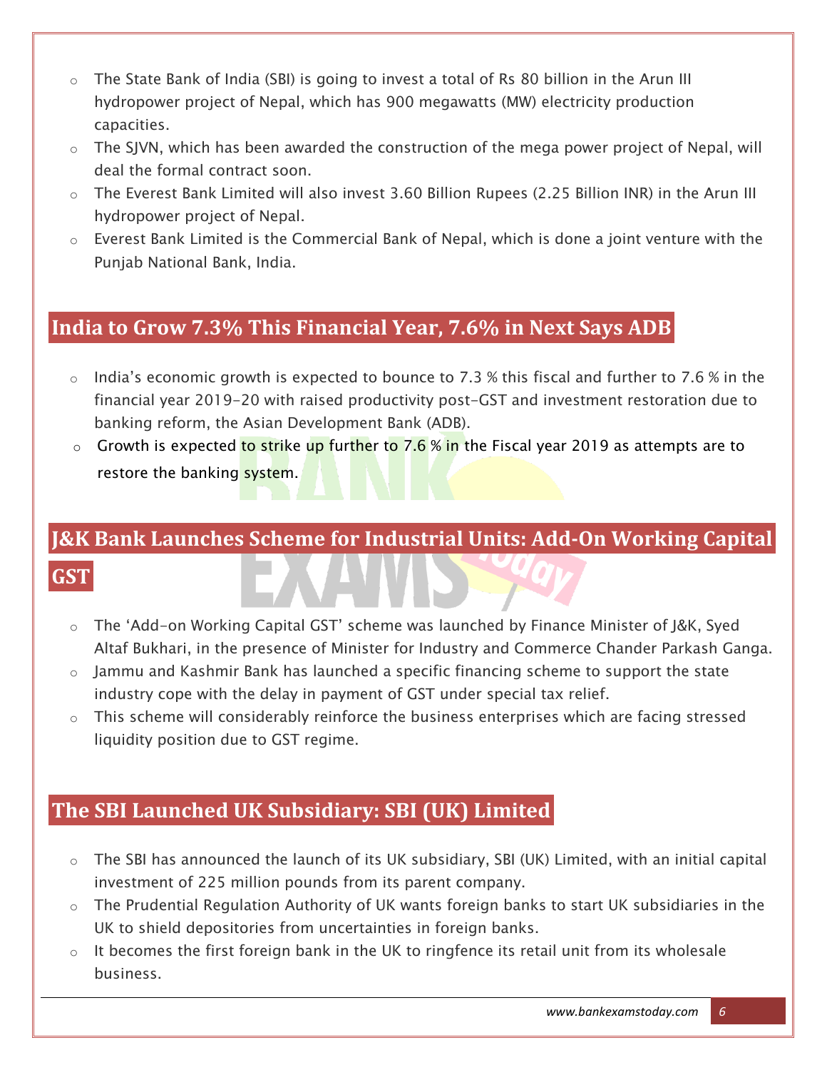- The State Bank of India (SBI) is going to invest a total of Rs 80 billion in the Arun III hydropower project of Nepal, which has 900 megawatts (MW) electricity production capacities.
- The SJVN, which has been awarded the construction of the mega power project of Nepal, will deal the formal contract soon.
- The Everest Bank Limited will also invest 3.60 Billion Rupees (2.25 Billion INR) in the Arun III hydropower project of Nepal.
- Everest Bank Limited is the Commercial Bank of Nepal, which is done a joint venture with the Punjab National Bank, India.

## India to Grow 7.3% This Financial Year, 7.6% in Next Says ADB

- India's economic growth is expected to bounce to 7.3 % this fiscal and further to 7.6 % in the financial year 2019-20 with raised productivity post-GST and investment restoration due to banking reform, the Asian Development Bank (ADB).
- Growth is expected to strike up further to 7.6 % in the Fiscal year 2019 as attempts are to restore the banking system.

## J&K Bank Launches Scheme for Industrial Units: Add-On Working Capital GST

- The 'Add-on Working Capital GST' scheme was launched by Finance Minister of J&K, Syed Altaf Bukhari, in the presence of Minister for Industry and Commerce Chander Parkash Ganga.
- Jammu and Kashmir Bank has launched a specific financing scheme to support the state industry cope with the delay in payment of GST under special tax relief.
- This scheme will considerably reinforce the business enterprises which are facing stressed liquidity position due to GST regime.

## The SBI Launched UK Subsidiary: SBI (UK) Limited

- The SBI has announced the launch of its UK subsidiary, SBI (UK) Limited, with an initial capital investment of 225 million pounds from its parent company.
- The Prudential Regulation Authority of UK wants foreign banks to start UK subsidiaries in the UK to shield depositories from uncertainties in foreign banks.
- It becomes the first foreign bank in the UK to ringfence its retail unit from its wholesale business.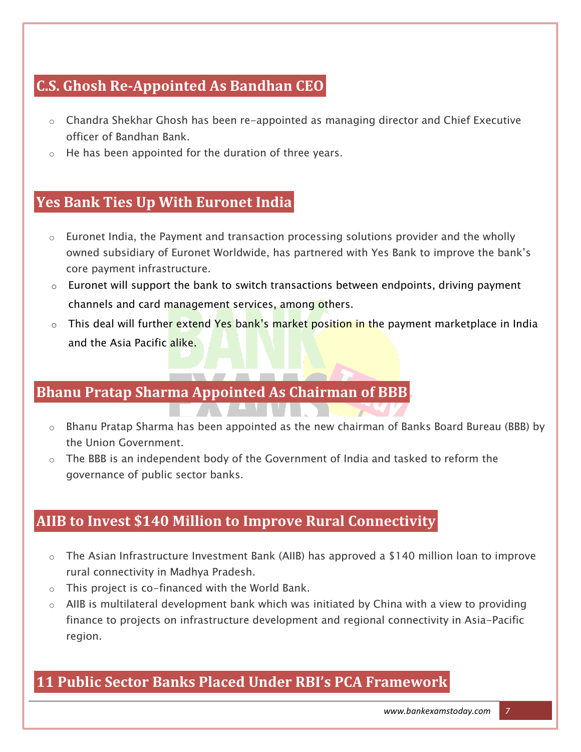## C.S. Ghosh Re-Appointed As Bandhan CEO

- Chandra Shekhar Ghosh has been re-appointed as managing director and Chief Executive officer of Bandhan Bank.
- He has been appointed for the duration of three years.

## Yes Bank Ties Up With Euronet India

- Euronet India, the Payment and transaction processing solutions provider and the wholly owned subsidiary of Euronet Worldwide, has partnered with Yes Bank to improve the bank's core payment infrastructure.
- Euronet will support the bank to switch transactions between endpoints, driving payment channels and card management services, among others.
- This deal will further extend Yes bank's market position in the payment marketplace in India and the Asia Pacific alike.

## Bhanu Pratap Sharma Appointed As Chairman of BBB

- Bhanu Pratap Sharma has been appointed as the new chairman of Banks Board Bureau (BBB) by the Union Government.
- The BBB is an independent body of the Government of India and tasked to reform the governance of public sector banks.

## AIIB to Invest $140 Million to Improve Rural Connectivity

- The Asian Infrastructure Investment Bank (AIIB) has approved a $140 million loan to improve rural connectivity in Madhya Pradesh.
- This project is co-financed with the World Bank.
- AIIB is multilateral development bank which was initiated by China with a view to providing finance to projects on infrastructure development and regional connectivity in Asia-Pacific region.

## 11 Public Sector Banks Placed Under RBI's PCA Framework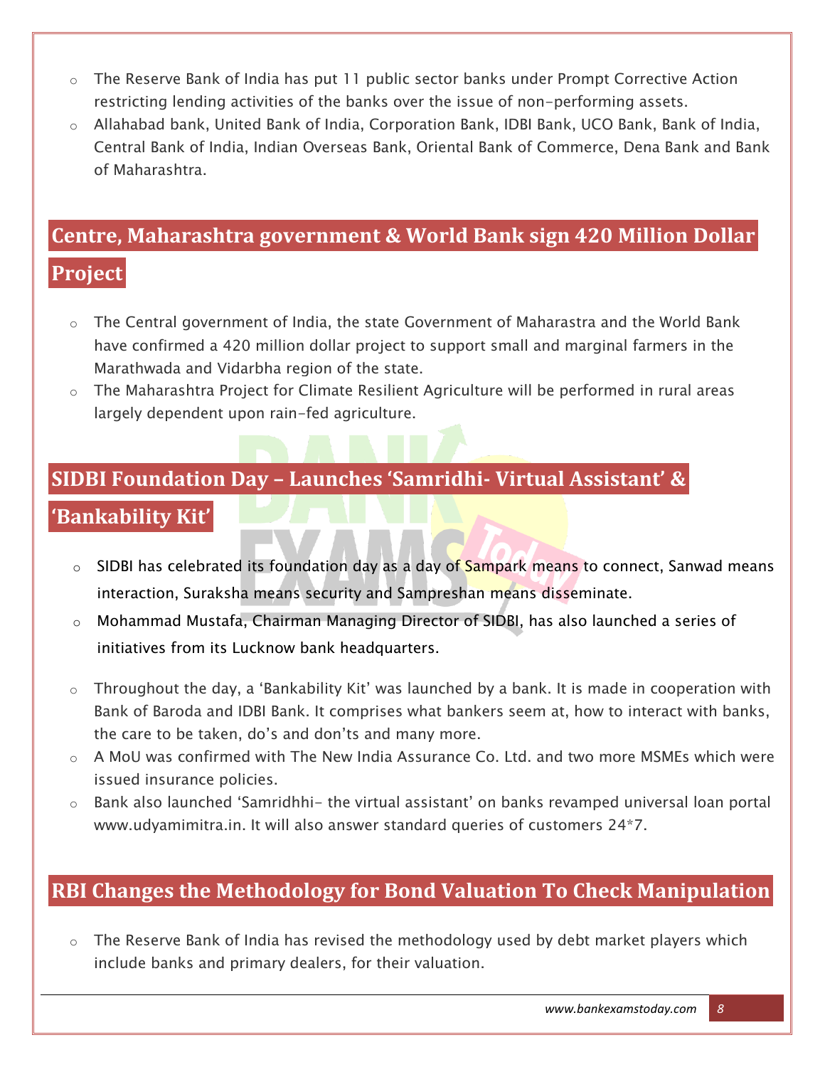- The Reserve Bank of India has put 11 public sector banks under Prompt Corrective Action restricting lending activities of the banks over the issue of non-performing assets.
- Allahabad bank, United Bank of India, Corporation Bank, IDBI Bank, UCO Bank, Bank of India, Central Bank of India, Indian Overseas Bank, Oriental Bank of Commerce, Dena Bank and Bank of Maharashtra.

## Centre, Maharashtra government & World Bank sign 420 Million Dollar Project

- The Central government of India, the state Government of Maharastra and the World Bank have confirmed a 420 million dollar project to support small and marginal farmers in the Marathwada and Vidarbha region of the state.
- The Maharashtra Project for Climate Resilient Agriculture will be performed in rural areas largely dependent upon rain-fed agriculture.

## SIDBI Foundation Day – Launches 'Samridhi- Virtual Assistant' & 'Bankability Kit'

- SIDBI has celebrated its foundation day as a day of Sampark means to connect, Sanwad means interaction, Suraksha means security and Sampreshan means disseminate.
- Mohammad Mustafa, Chairman Managing Director of SIDBI, has also launched a series of initiatives from its Lucknow bank headquarters.
- Throughout the day, a 'Bankability Kit' was launched by a bank. It is made in cooperation with Bank of Baroda and IDBI Bank. It comprises what bankers seem at, how to interact with banks, the care to be taken, do's and don'ts and many more.
- A MoU was confirmed with The New India Assurance Co. Ltd. and two more MSMEs which were issued insurance policies.
- Bank also launched 'Samridhhi- the virtual assistant' on banks revamped universal loan portal www.udyamimitra.in. It will also answer standard queries of customers 24*7.

## RBI Changes the Methodology for Bond Valuation To Check Manipulation

- The Reserve Bank of India has revised the methodology used by debt market players which include banks and primary dealers, for their valuation.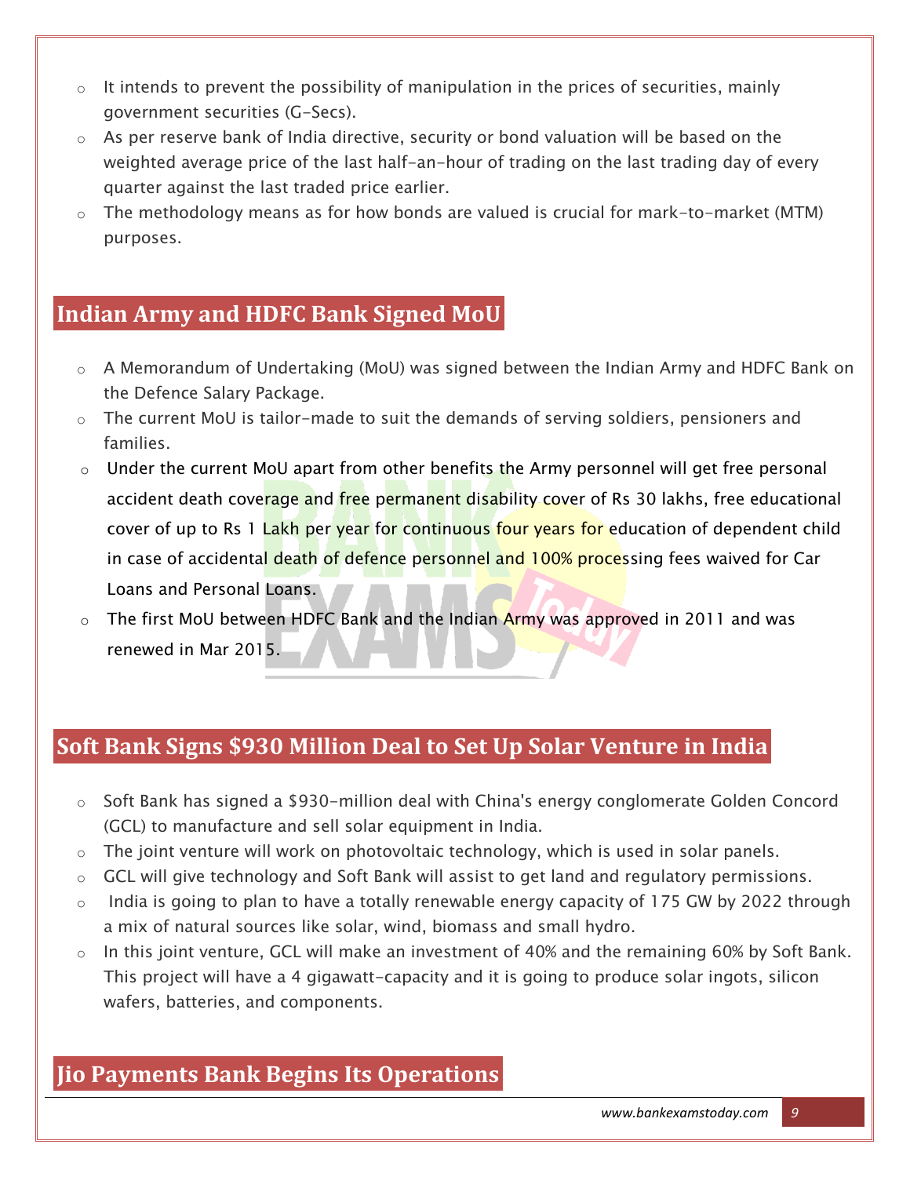- It intends to prevent the possibility of manipulation in the prices of securities, mainly government securities (G-Secs).
- As per reserve bank of India directive, security or bond valuation will be based on the weighted average price of the last half-an-hour of trading on the last trading day of every quarter against the last traded price earlier.
- The methodology means as for how bonds are valued is crucial for mark-to-market (MTM) purposes.

## Indian Army and HDFC Bank Signed MoU

- A Memorandum of Undertaking (MoU) was signed between the Indian Army and HDFC Bank on the Defence Salary Package.
- The current MoU is tailor-made to suit the demands of serving soldiers, pensioners and families.
- Under the current MoU apart from other benefits the Army personnel will get free personal accident death coverage and free permanent disability cover of Rs 30 lakhs, free educational cover of up to Rs 1 Lakh per year for continuous four years for education of dependent child in case of accidental death of defence personnel and 100% processing fees waived for Car Loans and Personal Loans.
- The first MoU between HDFC Bank and the Indian Army was approved in 2011 and was renewed in Mar 2015.

## Soft Bank Signs $930 Million Deal to Set Up Solar Venture in India

- Soft Bank has signed a $930-million deal with China's energy conglomerate Golden Concord (GCL) to manufacture and sell solar equipment in India.
- The joint venture will work on photovoltaic technology, which is used in solar panels.
- GCL will give technology and Soft Bank will assist to get land and regulatory permissions.
- India is going to plan to have a totally renewable energy capacity of 175 GW by 2022 through a mix of natural sources like solar, wind, biomass and small hydro.
- In this joint venture, GCL will make an investment of 40% and the remaining 60% by Soft Bank. This project will have a 4 gigawatt-capacity and it is going to produce solar ingots, silicon wafers, batteries, and components.

## Jio Payments Bank Begins Its Operations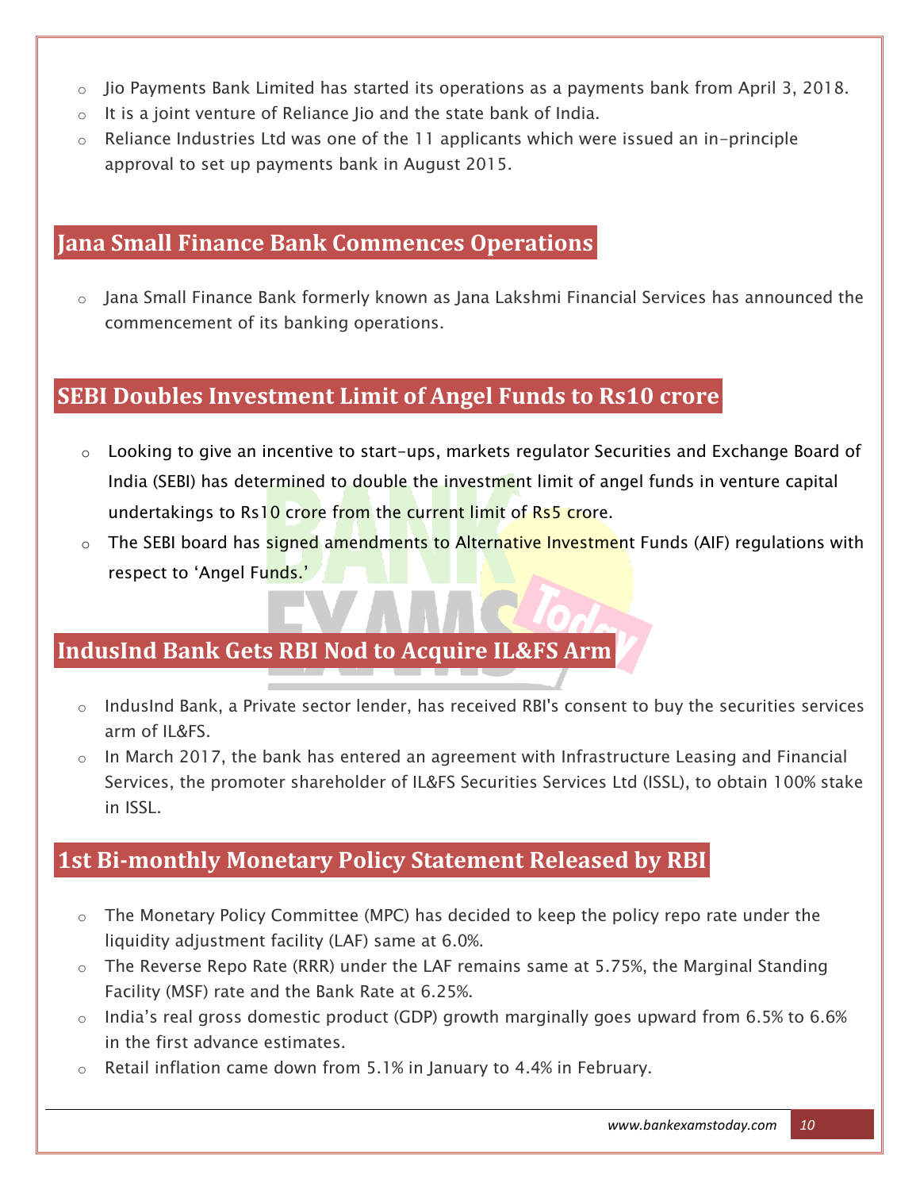- Jio Payments Bank Limited has started its operations as a payments bank from April 3, 2018.
- It is a joint venture of Reliance Jio and the state bank of India.
- Reliance Industries Ltd was one of the 11 applicants which were issued an in-principle approval to set up payments bank in August 2015.

## Jana Small Finance Bank Commences Operations

- Jana Small Finance Bank formerly known as Jana Lakshmi Financial Services has announced the commencement of its banking operations.

## SEBI Doubles Investment Limit of Angel Funds to Rs10 crore

- Looking to give an incentive to start-ups, markets regulator Securities and Exchange Board of India (SEBI) has determined to double the investment limit of angel funds in venture capital undertakings to Rs10 crore from the current limit of Rs5 crore.
- The SEBI board has signed amendments to Alternative Investment Funds (AIF) regulations with respect to 'Angel Funds.'

## IndusInd Bank Gets RBI Nod to Acquire IL&FS Arm

- IndusInd Bank, a Private sector lender, has received RBI's consent to buy the securities services arm of IL&FS.
- In March 2017, the bank has entered an agreement with Infrastructure Leasing and Financial Services, the promoter shareholder of IL&FS Securities Services Ltd (ISSL), to obtain 100% stake in ISSL.

## 1st Bi-monthly Monetary Policy Statement Released by RBI

- The Monetary Policy Committee (MPC) has decided to keep the policy repo rate under the liquidity adjustment facility (LAF) same at 6.0%.
- The Reverse Repo Rate (RRR) under the LAF remains same at 5.75%, the Marginal Standing Facility (MSF) rate and the Bank Rate at 6.25%.
- India's real gross domestic product (GDP) growth marginally goes upward from 6.5% to 6.6% in the first advance estimates.
- Retail inflation came down from 5.1% in January to 4.4% in February.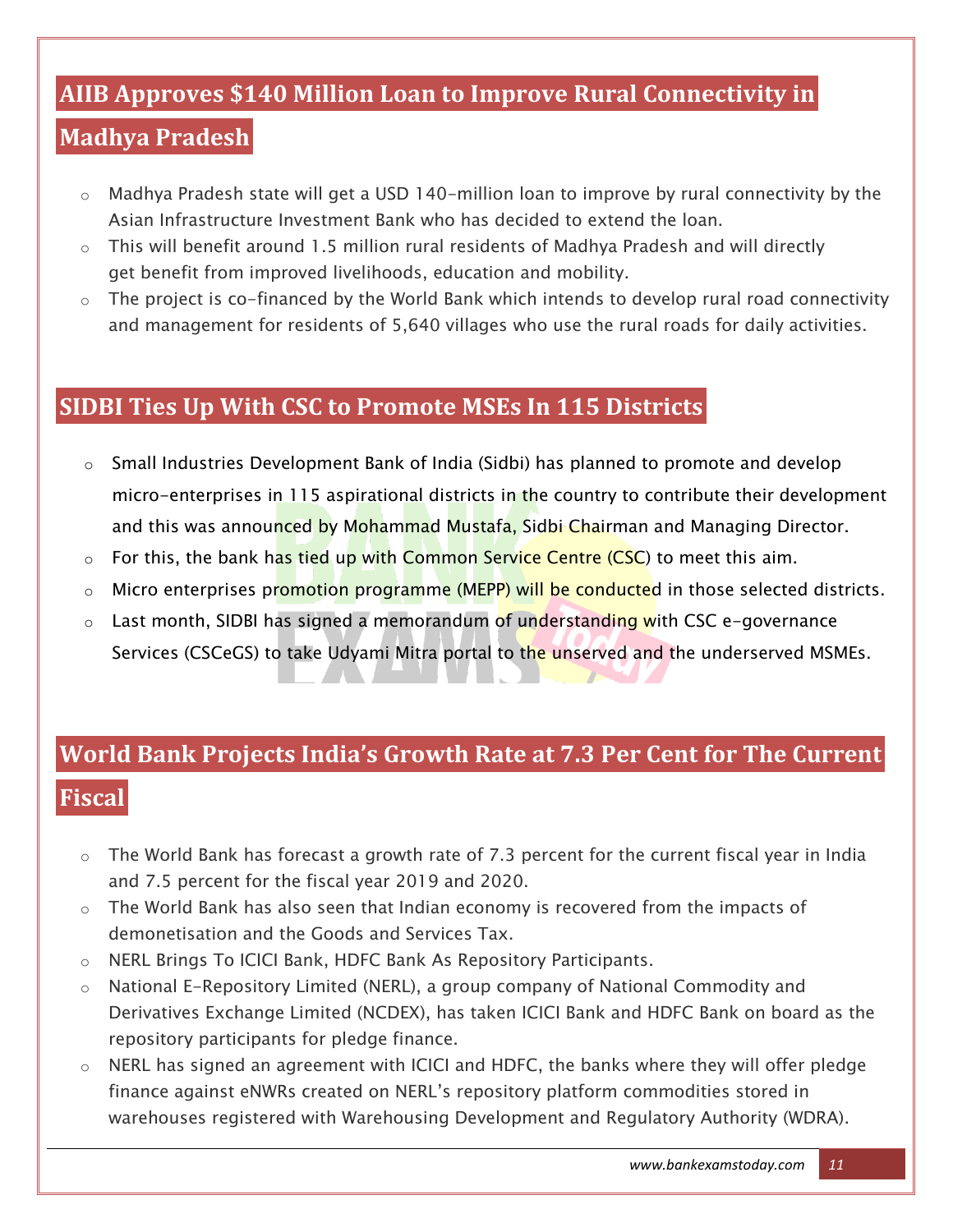## AIIB Approves $140 Million Loan to Improve Rural Connectivity in Madhya Pradesh

- Madhya Pradesh state will get a USD 140-million loan to improve by rural connectivity by the Asian Infrastructure Investment Bank who has decided to extend the loan.
- This will benefit around 1.5 million rural residents of Madhya Pradesh and will directly get benefit from improved livelihoods, education and mobility.
- The project is co-financed by the World Bank which intends to develop rural road connectivity and management for residents of 5,640 villages who use the rural roads for daily activities.

## SIDBI Ties Up With CSC to Promote MSEs In 115 Districts

- Small Industries Development Bank of India (Sidbi) has planned to promote and develop micro-enterprises in 115 aspirational districts in the country to contribute their development and this was announced by Mohammad Mustafa, Sidbi Chairman and Managing Director.
- For this, the bank has tied up with Common Service Centre (CSC) to meet this aim.
- Micro enterprises promotion programme (MEPP) will be conducted in those selected districts.
- Last month, SIDBI has signed a memorandum of understanding with CSC e-governance Services (CSCeGS) to take Udyami Mitra portal to the unserved and the underserved MSMEs.

## World Bank Projects India's Growth Rate at 7.3 Per Cent for The Current Fiscal

- The World Bank has forecast a growth rate of 7.3 percent for the current fiscal year in India and 7.5 percent for the fiscal year 2019 and 2020.
- The World Bank has also seen that Indian economy is recovered from the impacts of demonetisation and the Goods and Services Tax.
- NERL Brings To ICICI Bank, HDFC Bank As Repository Participants.
- National E-Repository Limited (NERL), a group company of National Commodity and Derivatives Exchange Limited (NCDEX), has taken ICICI Bank and HDFC Bank on board as the repository participants for pledge finance.
- NERL has signed an agreement with ICICI and HDFC, the banks where they will offer pledge finance against eNWRs created on NERL's repository platform commodities stored in warehouses registered with Warehousing Development and Regulatory Authority (WDRA).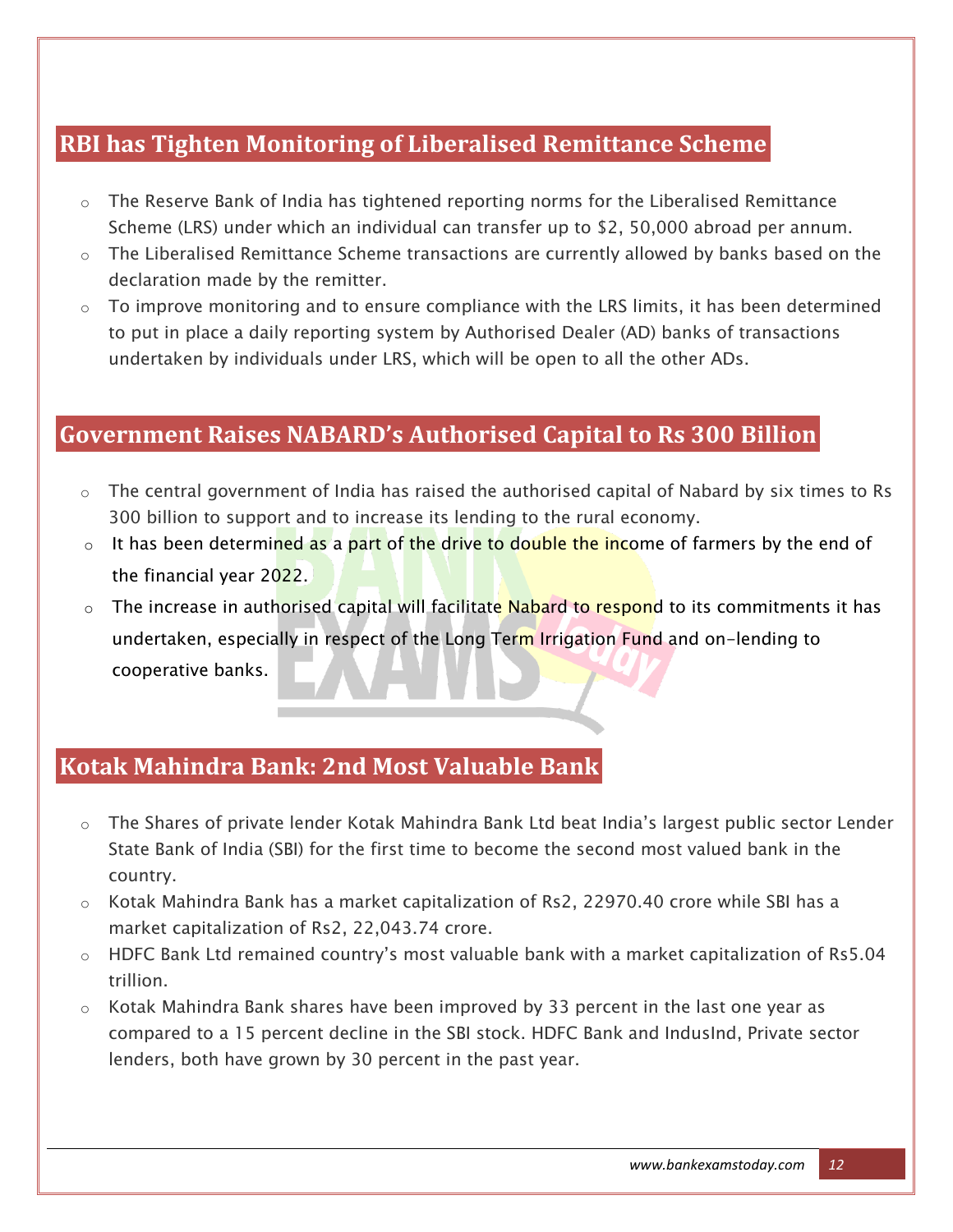## RBI has Tighten Monitoring of Liberalised Remittance Scheme

- The Reserve Bank of India has tightened reporting norms for the Liberalised Remittance Scheme (LRS) under which an individual can transfer up to $2, 50,000 abroad per annum.
- The Liberalised Remittance Scheme transactions are currently allowed by banks based on the declaration made by the remitter.
- To improve monitoring and to ensure compliance with the LRS limits, it has been determined to put in place a daily reporting system by Authorised Dealer (AD) banks of transactions undertaken by individuals under LRS, which will be open to all the other ADs.

## Government Raises NABARD's Authorised Capital to Rs 300 Billion

- The central government of India has raised the authorised capital of Nabard by six times to Rs 300 billion to support and to increase its lending to the rural economy.
- It has been determined as a part of the drive to double the income of farmers by the end of the financial year 2022.
- The increase in authorised capital will facilitate Nabard to respond to its commitments it has undertaken, especially in respect of the Long Term Irrigation Fund and on-lending to cooperative banks.

## Kotak Mahindra Bank: 2nd Most Valuable Bank

- The Shares of private lender Kotak Mahindra Bank Ltd beat India's largest public sector Lender State Bank of India (SBI) for the first time to become the second most valued bank in the country.
- Kotak Mahindra Bank has a market capitalization of Rs2, 22970.40 crore while SBI has a market capitalization of Rs2, 22,043.74 crore.
- HDFC Bank Ltd remained country's most valuable bank with a market capitalization of Rs5.04 trillion.
- Kotak Mahindra Bank shares have been improved by 33 percent in the last one year as compared to a 15 percent decline in the SBI stock. HDFC Bank and IndusInd, Private sector lenders, both have grown by 30 percent in the past year.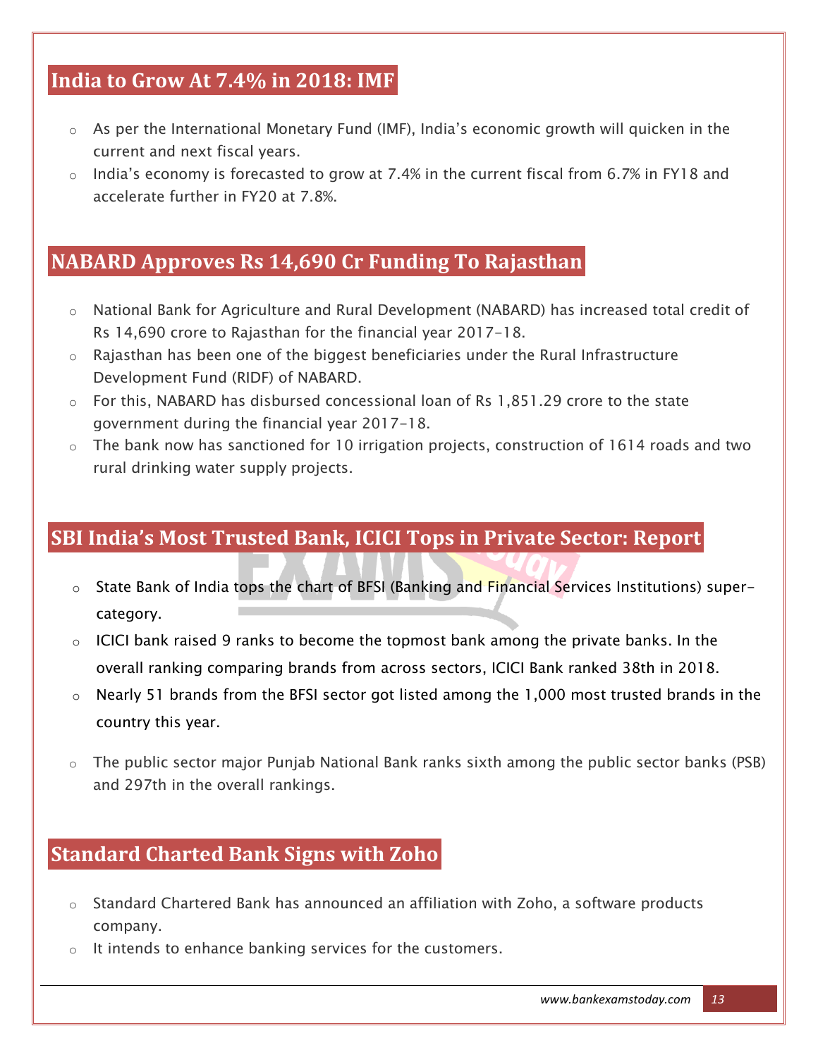## India to Grow At 7.4% in 2018: IMF

- As per the International Monetary Fund (IMF), India's economic growth will quicken in the current and next fiscal years.
- India's economy is forecasted to grow at 7.4% in the current fiscal from 6.7% in FY18 and accelerate further in FY20 at 7.8%.

## NABARD Approves Rs 14,690 Cr Funding To Rajasthan

- National Bank for Agriculture and Rural Development (NABARD) has increased total credit of Rs 14,690 crore to Rajasthan for the financial year 2017-18.
- Rajasthan has been one of the biggest beneficiaries under the Rural Infrastructure Development Fund (RIDF) of NABARD.
- For this, NABARD has disbursed concessional loan of Rs 1,851.29 crore to the state government during the financial year 2017-18.
- The bank now has sanctioned for 10 irrigation projects, construction of 1614 roads and two rural drinking water supply projects.

## SBI India's Most Trusted Bank, ICICI Tops in Private Sector: Report

- State Bank of India tops the chart of BFSI (Banking and Financial Services Institutions) super-category.
- ICICI bank raised 9 ranks to become the topmost bank among the private banks. In the overall ranking comparing brands from across sectors, ICICI Bank ranked 38th in 2018.
- Nearly 51 brands from the BFSI sector got listed among the 1,000 most trusted brands in the country this year.
- The public sector major Punjab National Bank ranks sixth among the public sector banks (PSB) and 297th in the overall rankings.

## Standard Charted Bank Signs with Zoho

- Standard Chartered Bank has announced an affiliation with Zoho, a software products company.
- It intends to enhance banking services for the customers.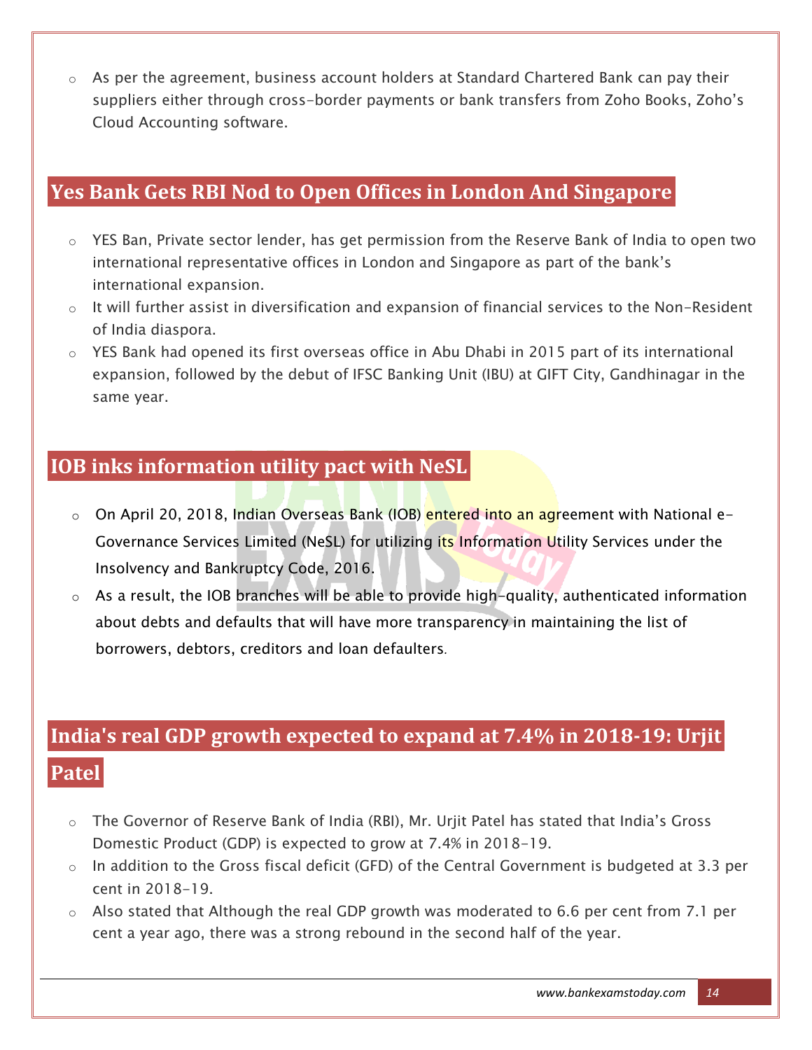- As per the agreement, business account holders at Standard Chartered Bank can pay their suppliers either through cross-border payments or bank transfers from Zoho Books, Zoho's Cloud Accounting software.

## Yes Bank Gets RBI Nod to Open Offices in London And Singapore

- YES Ban, Private sector lender, has get permission from the Reserve Bank of India to open two international representative offices in London and Singapore as part of the bank's international expansion.
- It will further assist in diversification and expansion of financial services to the Non-Resident of India diaspora.
- YES Bank had opened its first overseas office in Abu Dhabi in 2015 part of its international expansion, followed by the debut of IFSC Banking Unit (IBU) at GIFT City, Gandhinagar in the same year.

## IOB inks information utility pact with NeSL

- On April 20, 2018, Indian Overseas Bank (IOB) entered into an agreement with National e-Governance Services Limited (NeSL) for utilizing its Information Utility Services under the Insolvency and Bankruptcy Code, 2016.
- As a result, the IOB branches will be able to provide high-quality, authenticated information about debts and defaults that will have more transparency in maintaining the list of borrowers, debtors, creditors and loan defaulters.

## India's real GDP growth expected to expand at 7.4% in 2018-19: Urjit Patel

- The Governor of Reserve Bank of India (RBI), Mr. Urjit Patel has stated that India's Gross Domestic Product (GDP) is expected to grow at 7.4% in 2018-19.
- In addition to the Gross fiscal deficit (GFD) of the Central Government is budgeted at 3.3 per cent in 2018-19.
- Also stated that Although the real GDP growth was moderated to 6.6 per cent from 7.1 per cent a year ago, there was a strong rebound in the second half of the year.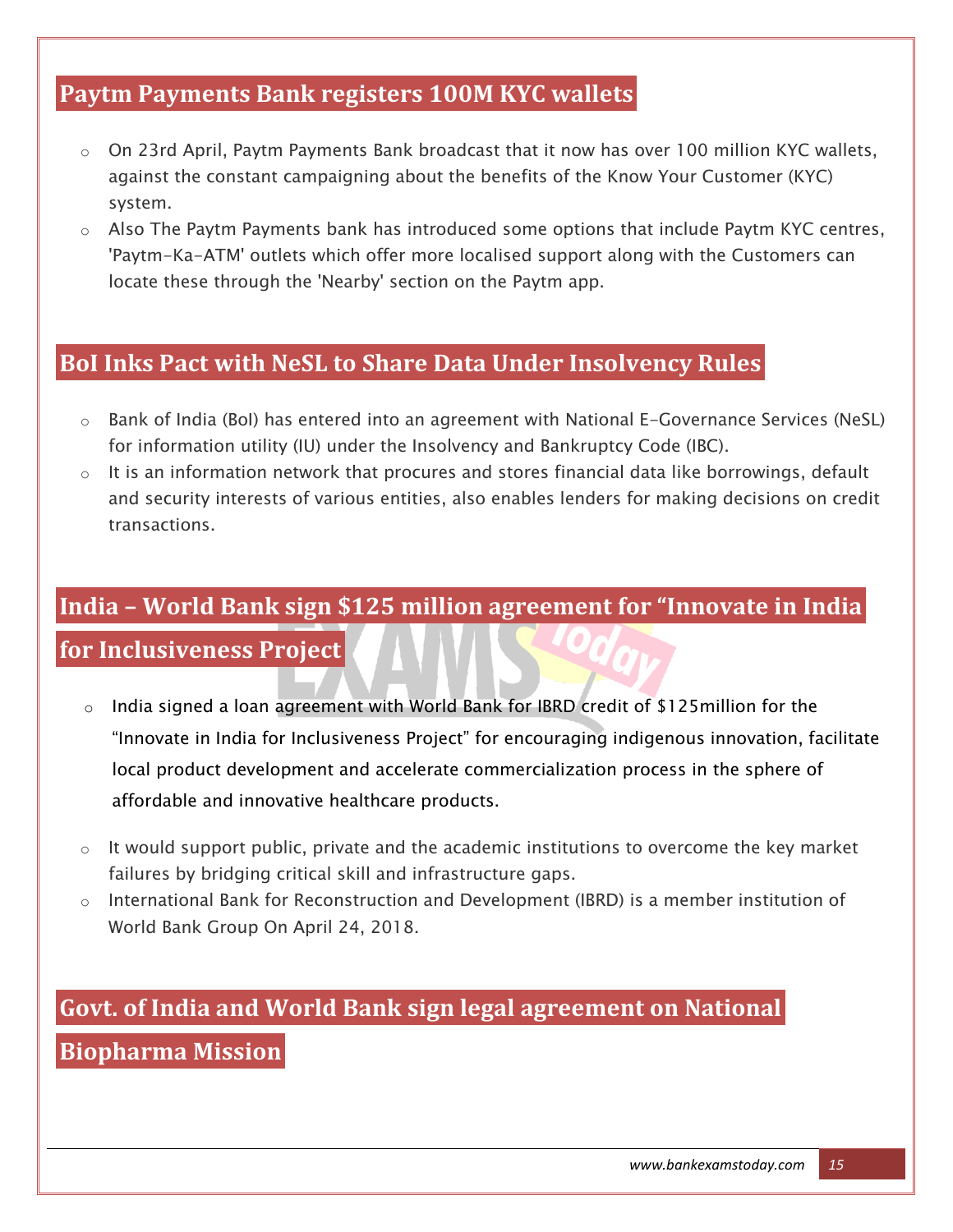## Paytm Payments Bank registers 100M KYC wallets

- On 23rd April, Paytm Payments Bank broadcast that it now has over 100 million KYC wallets, against the constant campaigning about the benefits of the Know Your Customer (KYC) system.
- Also The Paytm Payments bank has introduced some options that include Paytm KYC centres, 'Paytm-Ka-ATM' outlets which offer more localised support along with the Customers can locate these through the 'Nearby' section on the Paytm app.

## BoI Inks Pact with NeSL to Share Data Under Insolvency Rules

- Bank of India (BoI) has entered into an agreement with National E-Governance Services (NeSL) for information utility (IU) under the Insolvency and Bankruptcy Code (IBC).
- It is an information network that procures and stores financial data like borrowings, default and security interests of various entities, also enables lenders for making decisions on credit transactions.

## India – World Bank sign $125 million agreement for "Innovate in India for Inclusiveness Project

- India signed a loan agreement with World Bank for IBRD credit of $125million for the "Innovate in India for Inclusiveness Project" for encouraging indigenous innovation, facilitate local product development and accelerate commercialization process in the sphere of affordable and innovative healthcare products.
- It would support public, private and the academic institutions to overcome the key market failures by bridging critical skill and infrastructure gaps.
- International Bank for Reconstruction and Development (IBRD) is a member institution of World Bank Group On April 24, 2018.

## Govt. of India and World Bank sign legal agreement on National Biopharma Mission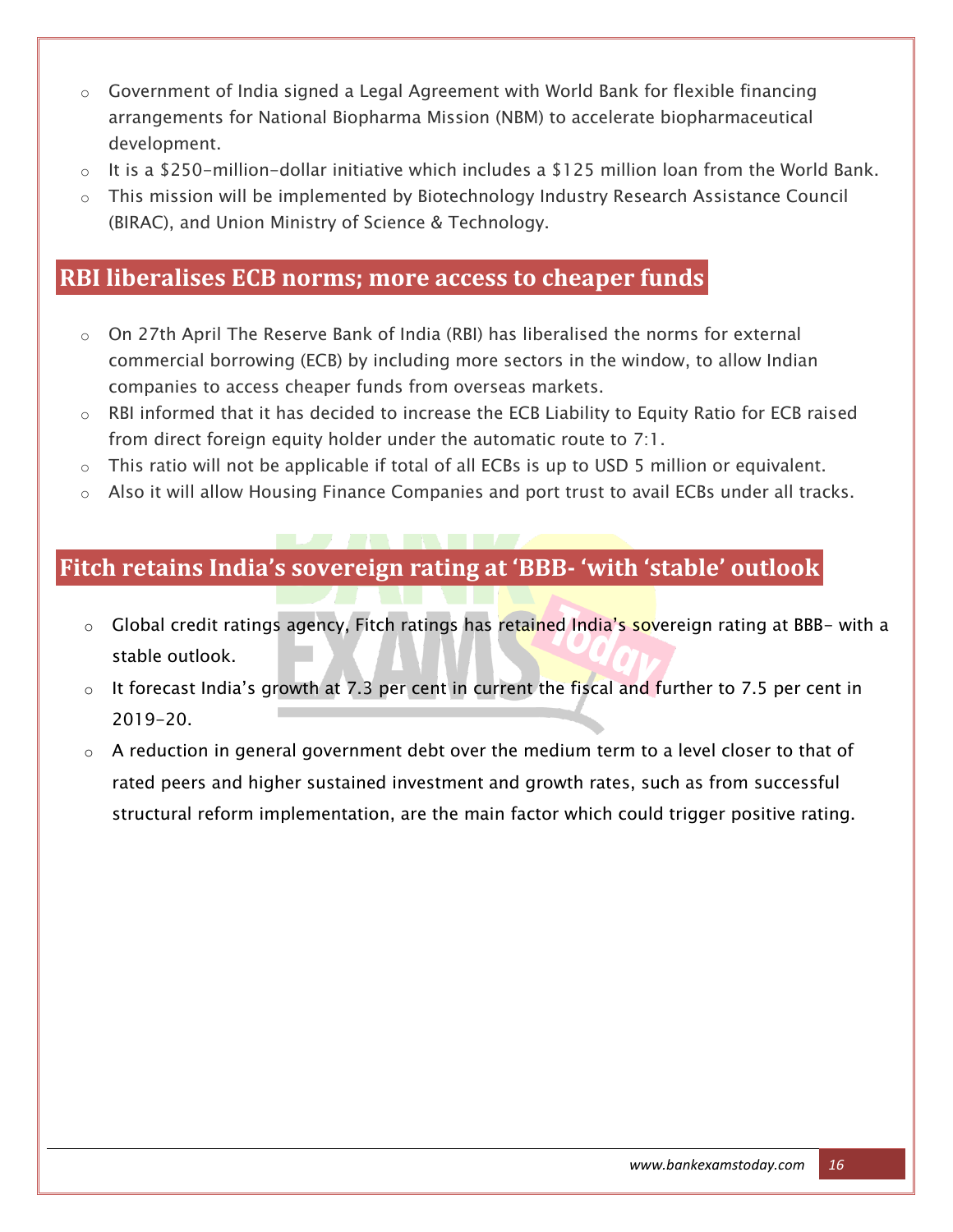- Government of India signed a Legal Agreement with World Bank for flexible financing arrangements for National Biopharma Mission (NBM) to accelerate biopharmaceutical development.
- It is a $250-million-dollar initiative which includes a $125 million loan from the World Bank.
- This mission will be implemented by Biotechnology Industry Research Assistance Council (BIRAC), and Union Ministry of Science & Technology.

## RBI liberalises ECB norms; more access to cheaper funds

- On 27th April The Reserve Bank of India (RBI) has liberalised the norms for external commercial borrowing (ECB) by including more sectors in the window, to allow Indian companies to access cheaper funds from overseas markets.
- RBI informed that it has decided to increase the ECB Liability to Equity Ratio for ECB raised from direct foreign equity holder under the automatic route to 7:1.
- This ratio will not be applicable if total of all ECBs is up to USD 5 million or equivalent.
- Also it will allow Housing Finance Companies and port trust to avail ECBs under all tracks.

## Fitch retains India's sovereign rating at 'BBB- 'with 'stable' outlook

- Global credit ratings agency, Fitch ratings has retained India's sovereign rating at BBB- with a stable outlook.
- It forecast India's growth at 7.3 per cent in current the fiscal and further to 7.5 per cent in 2019-20.
- A reduction in general government debt over the medium term to a level closer to that of rated peers and higher sustained investment and growth rates, such as from successful structural reform implementation, are the main factor which could trigger positive rating.